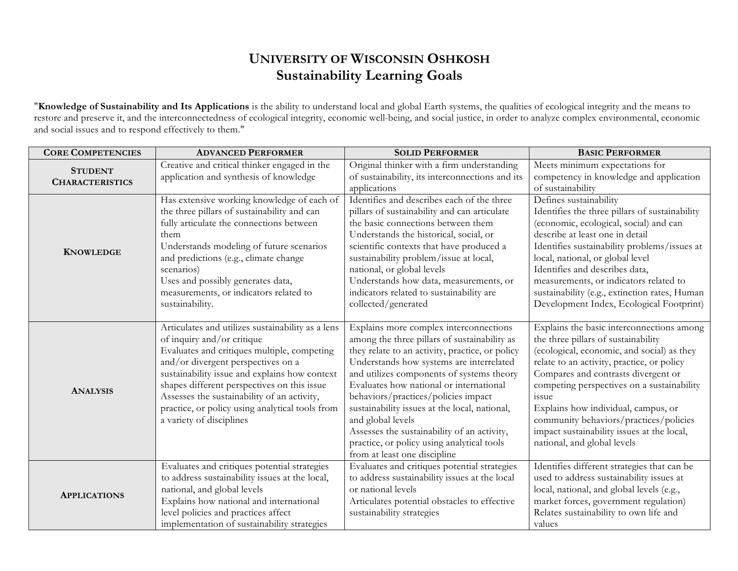# UNIVERSITY OF WISCONSIN OSHKOSH
# Sustainability Learning Goals

"**Knowledge of Sustainability and Its Applications** is the ability to understand local and global Earth systems, the qualities of ecological integrity and the means to restore and preserve it, and the interconnectedness of ecological integrity, economic well-being, and social justice, in order to analyze complex environmental, economic and social issues and to respond effectively to them."

| CORE COMPETENCIES | ADVANCED PERFORMER | SOLID PERFORMER | BASIC PERFORMER |
| --- | --- | --- | --- |
| **STUDENT CHARACTERISTICS** | Creative and critical thinker engaged in the application and synthesis of knowledge | Original thinker with a firm understanding of sustainability, its interconnections and its applications | Meets minimum expectations for competency in knowledge and application of sustainability |
| **KNOWLEDGE** | Has extensive working knowledge of each of the three pillars of sustainability and can fully articulate the connections between them<br>Understands modeling of future scenarios and predictions (e.g., climate change scenarios)<br>Uses and possibly generates data, measurements, or indicators related to sustainability. | Identifies and describes each of the three pillars of sustainability and can articulate the basic connections between them<br>Understands the historical, social, or scientific contexts that have produced a sustainability problem/issue at local, national, or global levels<br>Understands how data, measurements, or indicators related to sustainability are collected/generated | Defines sustainability<br>Identifies the three pillars of sustainability (economic, ecological, social) and can describe at least one in detail<br>Identifies sustainability problems/issues at local, national, or global level<br>Identifies and describes data, measurements, or indicators related to sustainability (e.g., extinction rates, Human Development Index, Ecological Footprint) |
| **ANALYSIS** | Articulates and utilizes sustainability as a lens of inquiry and/or critique<br>Evaluates and critiques multiple, competing and/or divergent perspectives on a sustainability issue and explains how context shapes different perspectives on this issue<br>Assesses the sustainability of an activity, practice, or policy using analytical tools from a variety of disciplines | Explains more complex interconnections among the three pillars of sustainability as they relate to an activity, practice, or policy<br>Understands how systems are interrelated and utilizes components of systems theory<br>Evaluates how national or international behaviors/practices/policies impact sustainability issues at the local, national, and global levels<br>Assesses the sustainability of an activity, practice, or policy using analytical tools from at least one discipline | Explains the basic interconnections among the three pillars of sustainability (ecological, economic, and social) as they relate to an activity, practice, or policy<br>Compares and contrasts divergent or competing perspectives on a sustainability issue<br>Explains how individual, campus, or community behaviors/practices/policies impact sustainability issues at the local, national, and global levels |
| **APPLICATIONS** | Evaluates and critiques potential strategies to address sustainability issues at the local, national, and global levels<br>Explains how national and international level policies and practices affect implementation of sustainability strategies | Evaluates and critiques potential strategies to address sustainability issues at the local or national levels<br>Articulates potential obstacles to effective sustainability strategies | Identifies different strategies that can be used to address sustainability issues at local, national, and global levels (e.g., market forces, government regulation)<br>Relates sustainability to own life and values |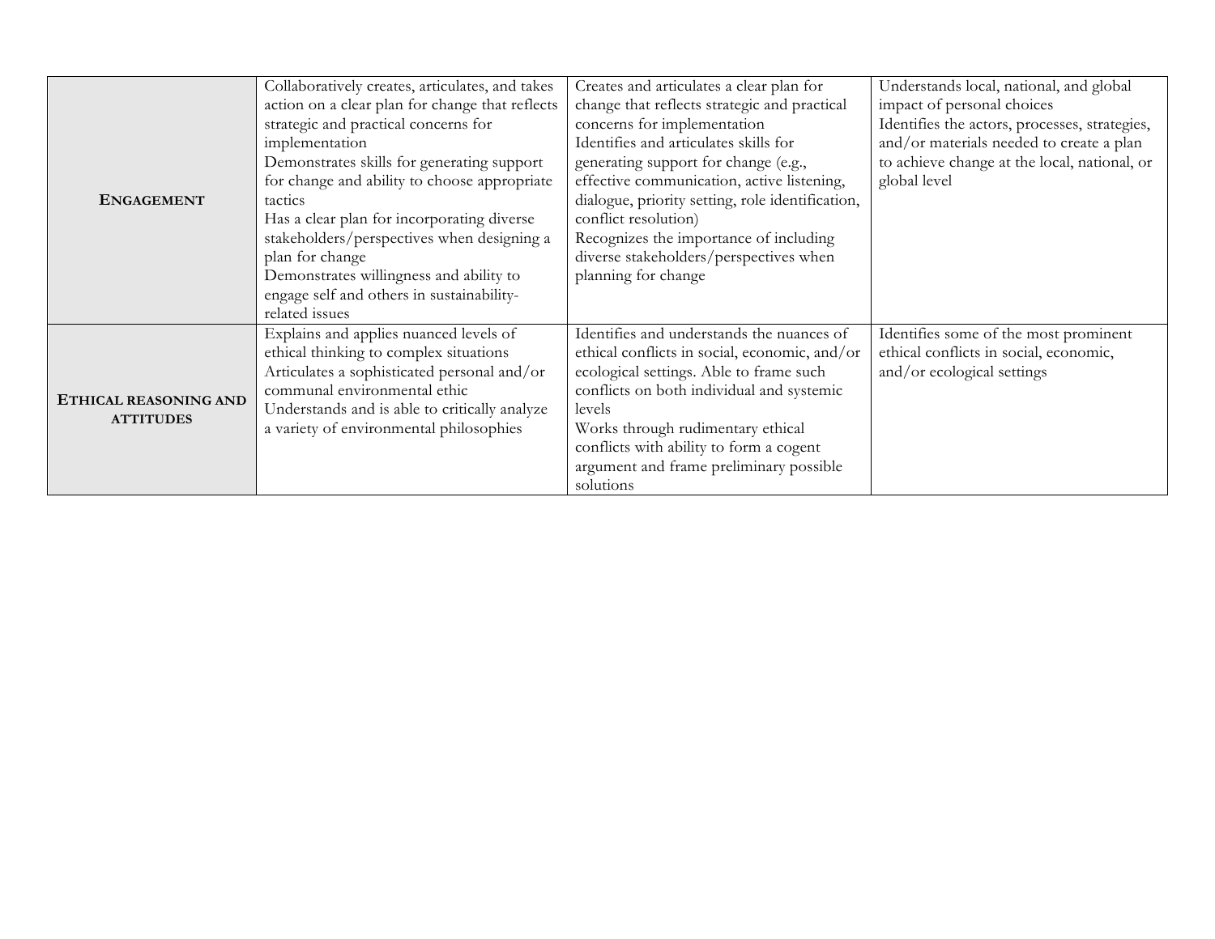| | | | |
|---|---|---|---|
| **ENGAGEMENT** | Collaboratively creates, articulates, and takes action on a clear plan for change that reflects strategic and practical concerns for implementation<br>Demonstrates skills for generating support for change and ability to choose appropriate tactics<br>Has a clear plan for incorporating diverse stakeholders/perspectives when designing a plan for change<br>Demonstrates willingness and ability to engage self and others in sustainability-related issues | Creates and articulates a clear plan for change that reflects strategic and practical concerns for implementation<br>Identifies and articulates skills for generating support for change (e.g., effective communication, active listening, dialogue, priority setting, role identification, conflict resolution)<br>Recognizes the importance of including diverse stakeholders/perspectives when planning for change | Understands local, national, and global impact of personal choices<br>Identifies the actors, processes, strategies, and/or materials needed to create a plan to achieve change at the local, national, or global level |
| **ETHICAL REASONING AND ATTITUDES** | Explains and applies nuanced levels of ethical thinking to complex situations<br>Articulates a sophisticated personal and/or communal environmental ethic<br>Understands and is able to critically analyze a variety of environmental philosophies | Identifies and understands the nuances of ethical conflicts in social, economic, and/or ecological settings. Able to frame such conflicts on both individual and systemic levels<br>Works through rudimentary ethical conflicts with ability to form a cogent argument and frame preliminary possible solutions | Identifies some of the most prominent ethical conflicts in social, economic, and/or ecological settings |